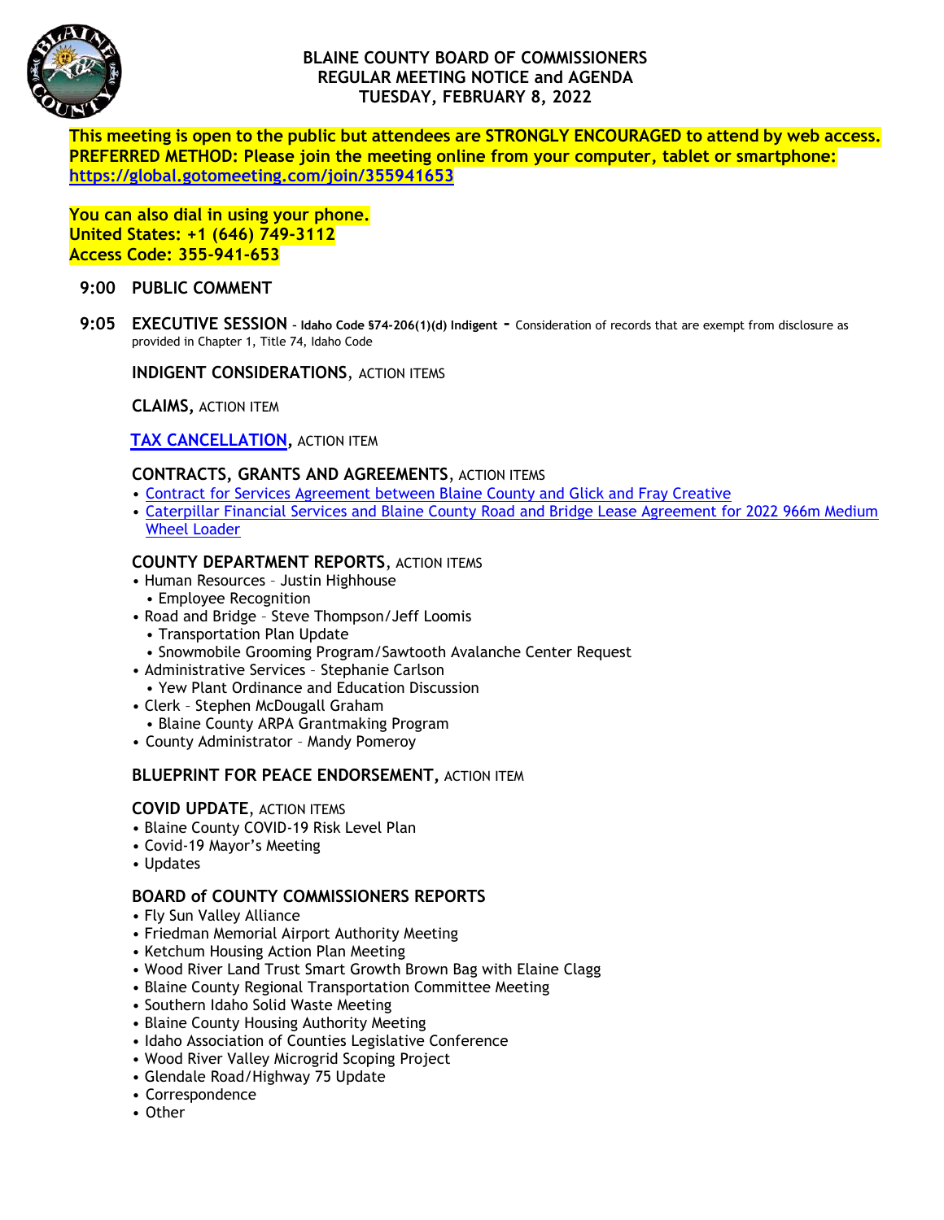# BLAINE COUNTY BOARD OF COMMISSIONERS
## REGULAR MEETING NOTICE and AGENDA
## TUESDAY, FEBRUARY 8, 2022

**This meeting is open to the public but attendees are STRONGLY ENCOURAGED to attend by web access.**
**PREFERRED METHOD: Please join the meeting online from your computer, tablet or smartphone:**
**[https://global.gotomeeting.com/join/355941653](https://global.gotomeeting.com/join/355941653)**

**You can also dial in using your phone.**
**United States: +1 (646) 749-3112**
**Access Code: 355-941-653**

**9:00 PUBLIC COMMENT**

**9:05 EXECUTIVE SESSION - Idaho Code §74-206(1)(d) Indigent -** Consideration of records that are exempt from disclosure as provided in Chapter 1, Title 74, Idaho Code

**INDIGENT CONSIDERATIONS**, ACTION ITEMS

**CLAIMS**, ACTION ITEM

**TAX CANCELLATION**, ACTION ITEM

**CONTRACTS, GRANTS AND AGREEMENTS**, ACTION ITEMS
- Contract for Services Agreement between Blaine County and Glick and Fray Creative
- Caterpillar Financial Services and Blaine County Road and Bridge Lease Agreement for 2022 966m Medium Wheel Loader

**COUNTY DEPARTMENT REPORTS**, ACTION ITEMS
- Human Resources – Justin Highhouse
  - Employee Recognition
- Road and Bridge – Steve Thompson/Jeff Loomis
  - Transportation Plan Update
  - Snowmobile Grooming Program/Sawtooth Avalanche Center Request
- Administrative Services – Stephanie Carlson
  - Yew Plant Ordinance and Education Discussion
- Clerk – Stephen McDougall Graham
  - Blaine County ARPA Grantmaking Program
- County Administrator – Mandy Pomeroy

**BLUEPRINT FOR PEACE ENDORSEMENT**, ACTION ITEM

**COVID UPDATE**, ACTION ITEMS
- Blaine County COVID-19 Risk Level Plan
- Covid-19 Mayor's Meeting
- Updates

**BOARD of COUNTY COMMISSIONERS REPORTS**
- Fly Sun Valley Alliance
- Friedman Memorial Airport Authority Meeting
- Ketchum Housing Action Plan Meeting
- Wood River Land Trust Smart Growth Brown Bag with Elaine Clagg
- Blaine County Regional Transportation Committee Meeting
- Southern Idaho Solid Waste Meeting
- Blaine County Housing Authority Meeting
- Idaho Association of Counties Legislative Conference
- Wood River Valley Microgrid Scoping Project
- Glendale Road/Highway 75 Update
- Correspondence
- Other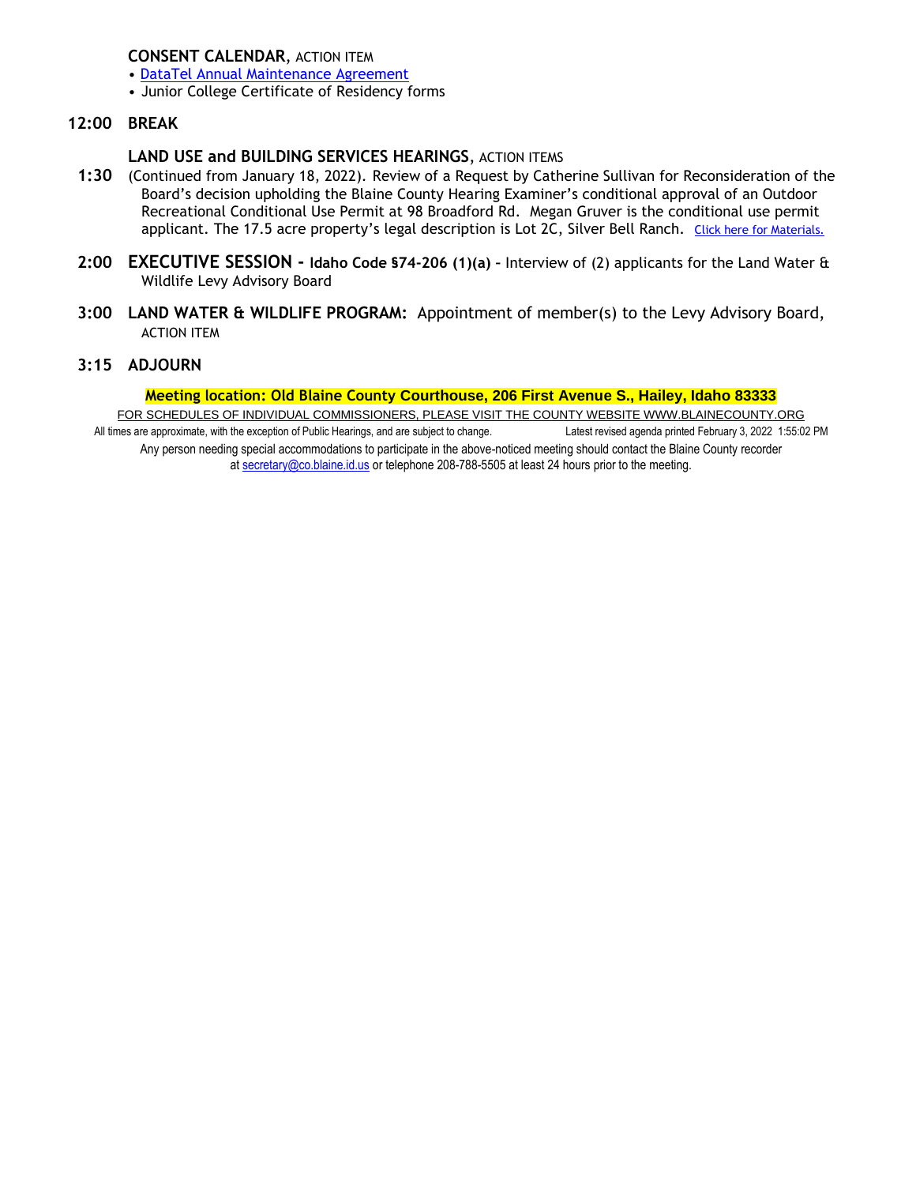**CONSENT CALENDAR**, ACTION ITEM

- DataTel Annual Maintenance Agreement
- Junior College Certificate of Residency forms

**12:00 BREAK**

**LAND USE and BUILDING SERVICES HEARINGS**, ACTION ITEMS

**1:30** (Continued from January 18, 2022). Review of a Request by Catherine Sullivan for Reconsideration of the Board's decision upholding the Blaine County Hearing Examiner's conditional approval of an Outdoor Recreational Conditional Use Permit at 98 Broadford Rd. Megan Gruver is the conditional use permit applicant. The 17.5 acre property's legal description is Lot 2C, Silver Bell Ranch. Click here for Materials.

**2:00 EXECUTIVE SESSION - Idaho Code §74-206 (1)(a)** - Interview of (2) applicants for the Land Water & Wildlife Levy Advisory Board

**3:00 LAND WATER & WILDLIFE PROGRAM:** Appointment of member(s) to the Levy Advisory Board, ACTION ITEM

**3:15 ADJOURN**

**Meeting location: Old Blaine County Courthouse, 206 First Avenue S., Hailey, Idaho 83333**

FOR SCHEDULES OF INDIVIDUAL COMMISSIONERS, PLEASE VISIT THE COUNTY WEBSITE WWW.BLAINECOUNTY.ORG

All times are approximate, with the exception of Public Hearings, and are subject to change. Latest revised agenda printed February 3, 2022 1:55:02 PM

Any person needing special accommodations to participate in the above-noticed meeting should contact the Blaine County recorder at secretary@co.blaine.id.us or telephone 208-788-5505 at least 24 hours prior to the meeting.